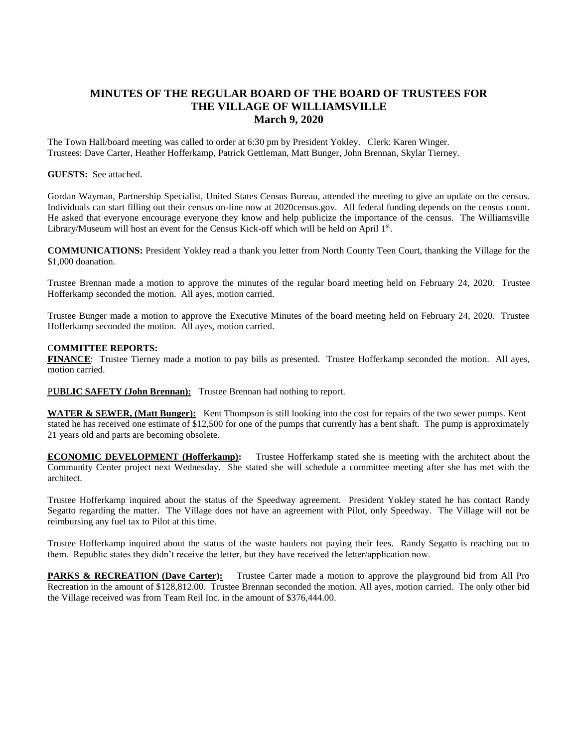# MINUTES OF THE REGULAR BOARD OF THE BOARD OF TRUSTEES FOR THE VILLAGE OF WILLIAMSVILLE
## March 9, 2020

The Town Hall/board meeting was called to order at 6:30 pm by President Yokley. Clerk: Karen Winger. Trustees: Dave Carter, Heather Hofferkamp, Patrick Gettleman, Matt Bunger, John Brennan, Skylar Tierney.

**GUESTS:** See attached.

Gordan Wayman, Partnership Specialist, United States Census Bureau, attended the meeting to give an update on the census. Individuals can start filling out their census on-line now at 2020census.gov. All federal funding depends on the census count. He asked that everyone encourage everyone they know and help publicize the importance of the census. The Williamsville Library/Museum will host an event for the Census Kick-off which will be held on April 1st.

**COMMUNICATIONS:** President Yokley read a thank you letter from North County Teen Court, thanking the Village for the $1,000 doanation.

Trustee Brennan made a motion to approve the minutes of the regular board meeting held on February 24, 2020. Trustee Hofferkamp seconded the motion. All ayes, motion carried.

Trustee Bunger made a motion to approve the Executive Minutes of the board meeting held on February 24, 2020. Trustee Hofferkamp seconded the motion. All ayes, motion carried.

**COMMITTEE REPORTS:**

**FINANCE**: Trustee Tierney made a motion to pay bills as presented. Trustee Hofferkamp seconded the motion. All ayes, motion carried.

**PUBLIC SAFETY (John Brennan):** Trustee Brennan had nothing to report.

**WATER & SEWER, (Matt Bunger):** Kent Thompson is still looking into the cost for repairs of the two sewer pumps. Kent stated he has received one estimate of $12,500 for one of the pumps that currently has a bent shaft. The pump is approximately 21 years old and parts are becoming obsolete.

**ECONOMIC DEVELOPMENT (Hofferkamp):** Trustee Hofferkamp stated she is meeting with the architect about the Community Center project next Wednesday. She stated she will schedule a committee meeting after she has met with the architect.

Trustee Hofferkamp inquired about the status of the Speedway agreement. President Yokley stated he has contact Randy Segatto regarding the matter. The Village does not have an agreement with Pilot, only Speedway. The Village will not be reimbursing any fuel tax to Pilot at this time.

Trustee Hofferkamp inquired about the status of the waste haulers not paying their fees. Randy Segatto is reaching out to them. Republic states they didn't receive the letter, but they have received the letter/application now.

**PARKS & RECREATION (Dave Carter):** Trustee Carter made a motion to approve the playground bid from All Pro Recreation in the amount of $128,812.00. Trustee Brennan seconded the motion. All ayes, motion carried. The only other bid the Village received was from Team Reil Inc. in the amount of $376,444.00.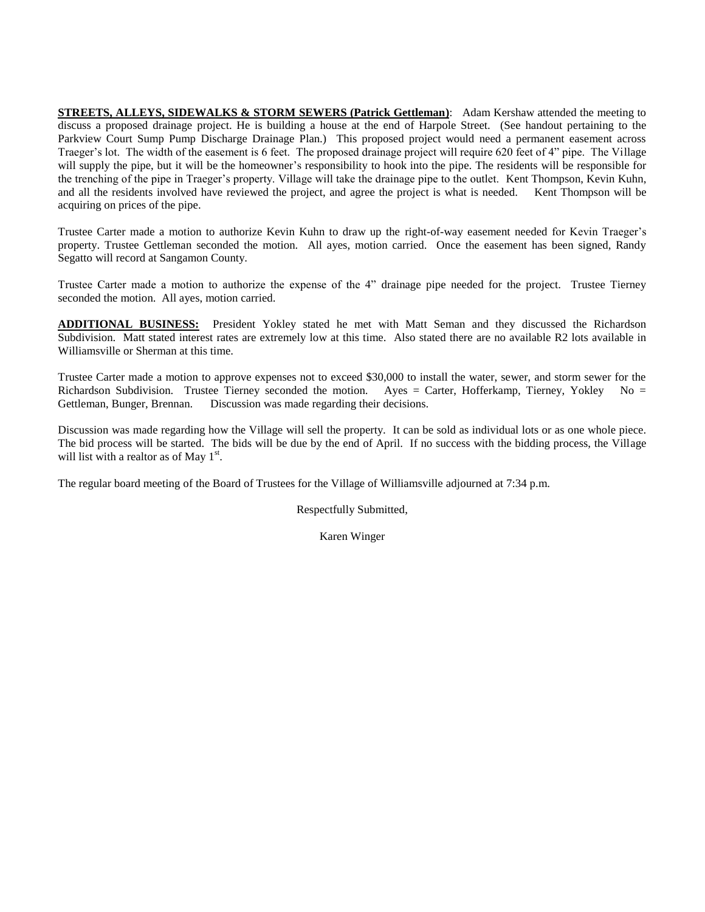**STREETS, ALLEYS, SIDEWALKS & STORM SEWERS (Patrick Gettleman)**: Adam Kershaw attended the meeting to discuss a proposed drainage project. He is building a house at the end of Harpole Street. (See handout pertaining to the Parkview Court Sump Pump Discharge Drainage Plan.) This proposed project would need a permanent easement across Traeger's lot. The width of the easement is 6 feet. The proposed drainage project will require 620 feet of 4" pipe. The Village will supply the pipe, but it will be the homeowner's responsibility to hook into the pipe. The residents will be responsible for the trenching of the pipe in Traeger's property. Village will take the drainage pipe to the outlet. Kent Thompson, Kevin Kuhn, and all the residents involved have reviewed the project, and agree the project is what is needed. Kent Thompson will be acquiring on prices of the pipe.

Trustee Carter made a motion to authorize Kevin Kuhn to draw up the right-of-way easement needed for Kevin Traeger's property. Trustee Gettleman seconded the motion. All ayes, motion carried. Once the easement has been signed, Randy Segatto will record at Sangamon County.

Trustee Carter made a motion to authorize the expense of the 4" drainage pipe needed for the project. Trustee Tierney seconded the motion. All ayes, motion carried.

**ADDITIONAL BUSINESS:** President Yokley stated he met with Matt Seman and they discussed the Richardson Subdivision. Matt stated interest rates are extremely low at this time. Also stated there are no available R2 lots available in Williamsville or Sherman at this time.

Trustee Carter made a motion to approve expenses not to exceed $30,000 to install the water, sewer, and storm sewer for the Richardson Subdivision. Trustee Tierney seconded the motion. Ayes = Carter, Hofferkamp, Tierney, Yokley No = Gettleman, Bunger, Brennan. Discussion was made regarding their decisions.

Discussion was made regarding how the Village will sell the property. It can be sold as individual lots or as one whole piece. The bid process will be started. The bids will be due by the end of April. If no success with the bidding process, the Village will list with a realtor as of May 1st.

The regular board meeting of the Board of Trustees for the Village of Williamsville adjourned at 7:34 p.m.

Respectfully Submitted,

Karen Winger